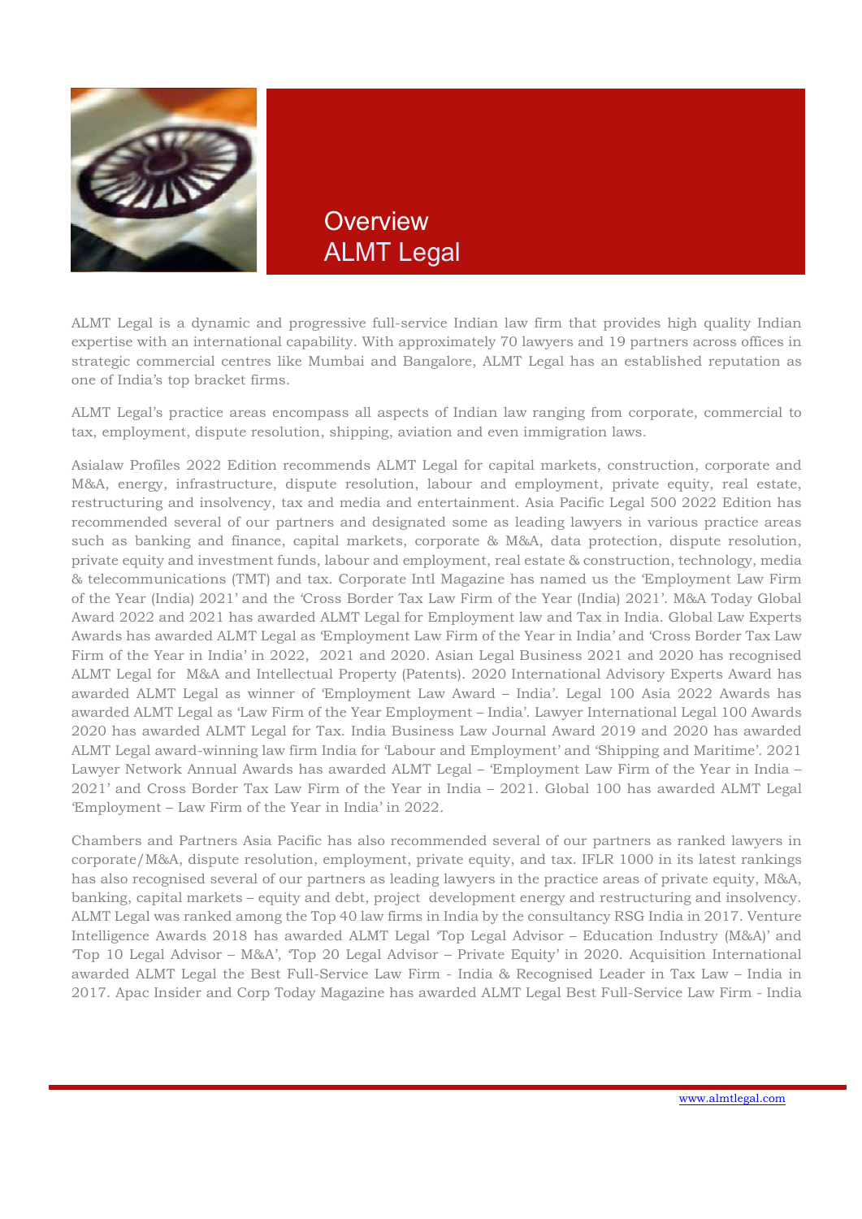# Overview
# ALMT Legal

ALMT Legal is a dynamic and progressive full-service Indian law firm that provides high quality Indian expertise with an international capability. With approximately 70 lawyers and 19 partners across offices in strategic commercial centres like Mumbai and Bangalore, ALMT Legal has an established reputation as one of India's top bracket firms.

ALMT Legal's practice areas encompass all aspects of Indian law ranging from corporate, commercial to tax, employment, dispute resolution, shipping, aviation and even immigration laws.

Asialaw Profiles 2022 Edition recommends ALMT Legal for capital markets, construction, corporate and M&A, energy, infrastructure, dispute resolution, labour and employment, private equity, real estate, restructuring and insolvency, tax and media and entertainment. Asia Pacific Legal 500 2022 Edition has recommended several of our partners and designated some as leading lawyers in various practice areas such as banking and finance, capital markets, corporate & M&A, data protection, dispute resolution, private equity and investment funds, labour and employment, real estate & construction, technology, media & telecommunications (TMT) and tax. Corporate Intl Magazine has named us the 'Employment Law Firm of the Year (India) 2021' and the 'Cross Border Tax Law Firm of the Year (India) 2021'. M&A Today Global Award 2022 and 2021 has awarded ALMT Legal for Employment law and Tax in India. Global Law Experts Awards has awarded ALMT Legal as 'Employment Law Firm of the Year in India' and 'Cross Border Tax Law Firm of the Year in India' in 2022, 2021 and 2020. Asian Legal Business 2021 and 2020 has recognised ALMT Legal for M&A and Intellectual Property (Patents). 2020 International Advisory Experts Award has awarded ALMT Legal as winner of 'Employment Law Award – India'. Legal 100 Asia 2022 Awards has awarded ALMT Legal as 'Law Firm of the Year Employment – India'. Lawyer International Legal 100 Awards 2020 has awarded ALMT Legal for Tax. India Business Law Journal Award 2019 and 2020 has awarded ALMT Legal award-winning law firm India for 'Labour and Employment' and 'Shipping and Maritime'. 2021 Lawyer Network Annual Awards has awarded ALMT Legal – 'Employment Law Firm of the Year in India – 2021' and Cross Border Tax Law Firm of the Year in India – 2021. Global 100 has awarded ALMT Legal 'Employment – Law Firm of the Year in India' in 2022.

Chambers and Partners Asia Pacific has also recommended several of our partners as ranked lawyers in corporate/M&A, dispute resolution, employment, private equity, and tax. IFLR 1000 in its latest rankings has also recognised several of our partners as leading lawyers in the practice areas of private equity, M&A, banking, capital markets – equity and debt, project development energy and restructuring and insolvency. ALMT Legal was ranked among the Top 40 law firms in India by the consultancy RSG India in 2017. Venture Intelligence Awards 2018 has awarded ALMT Legal 'Top Legal Advisor – Education Industry (M&A)' and 'Top 10 Legal Advisor – M&A', 'Top 20 Legal Advisor – Private Equity' in 2020. Acquisition International awarded ALMT Legal the Best Full-Service Law Firm - India & Recognised Leader in Tax Law – India in 2017. Apac Insider and Corp Today Magazine has awarded ALMT Legal Best Full-Service Law Firm - India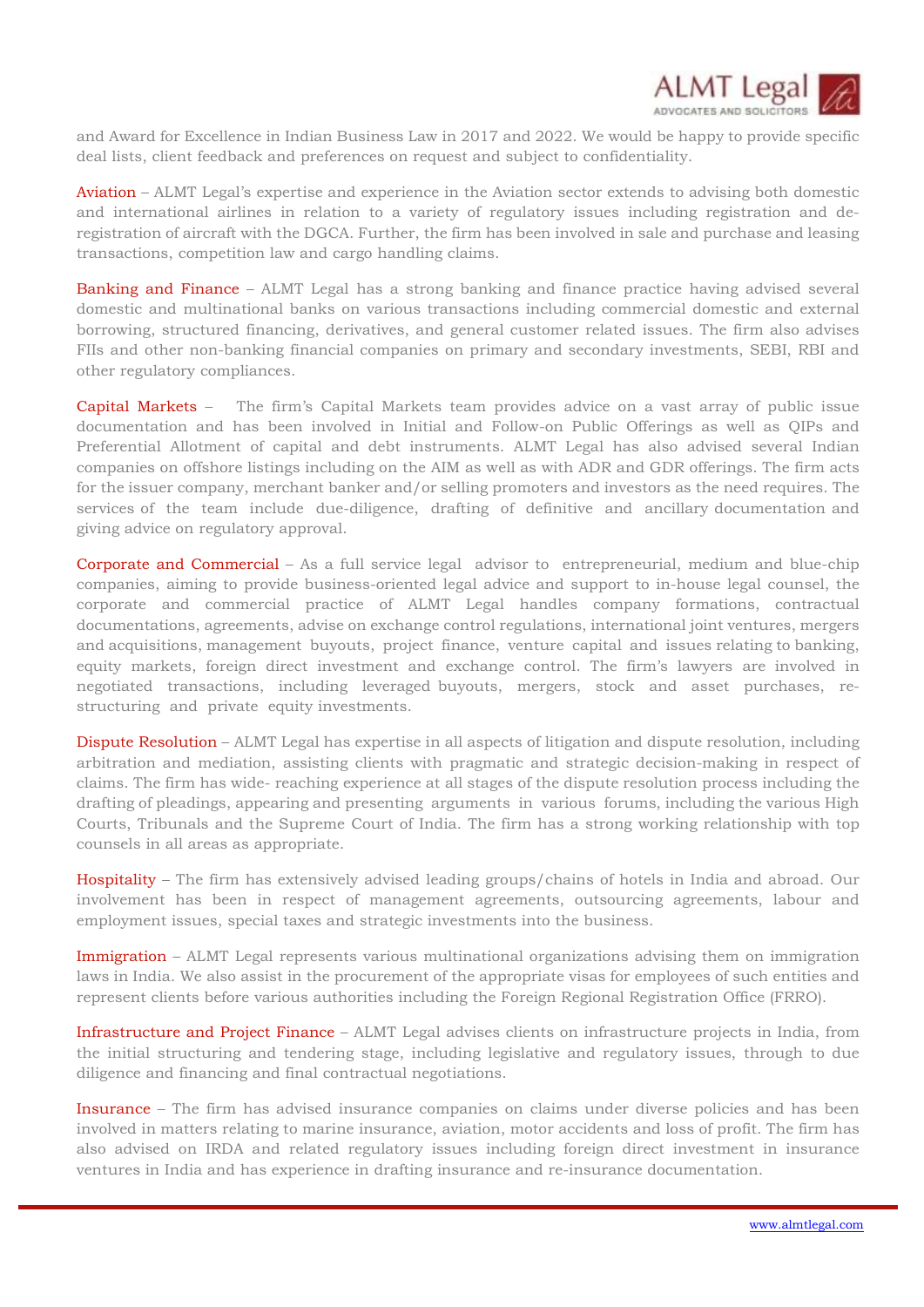and Award for Excellence in Indian Business Law in 2017 and 2022. We would be happy to provide specific deal lists, client feedback and preferences on request and subject to confidentiality.

**Aviation** – ALMT Legal's expertise and experience in the Aviation sector extends to advising both domestic and international airlines in relation to a variety of regulatory issues including registration and de-registration of aircraft with the DGCA. Further, the firm has been involved in sale and purchase and leasing transactions, competition law and cargo handling claims.

**Banking and Finance** – ALMT Legal has a strong banking and finance practice having advised several domestic and multinational banks on various transactions including commercial domestic and external borrowing, structured financing, derivatives, and general customer related issues. The firm also advises FIIs and other non-banking financial companies on primary and secondary investments, SEBI, RBI and other regulatory compliances.

**Capital Markets** – The firm's Capital Markets team provides advice on a vast array of public issue documentation and has been involved in Initial and Follow-on Public Offerings as well as QIPs and Preferential Allotment of capital and debt instruments. ALMT Legal has also advised several Indian companies on offshore listings including on the AIM as well as with ADR and GDR offerings. The firm acts for the issuer company, merchant banker and/or selling promoters and investors as the need requires. The services of the team include due-diligence, drafting of definitive and ancillary documentation and giving advice on regulatory approval.

**Corporate and Commercial** – As a full service legal advisor to entrepreneurial, medium and blue-chip companies, aiming to provide business-oriented legal advice and support to in-house legal counsel, the corporate and commercial practice of ALMT Legal handles company formations, contractual documentations, agreements, advise on exchange control regulations, international joint ventures, mergers and acquisitions, management buyouts, project finance, venture capital and issues relating to banking, equity markets, foreign direct investment and exchange control. The firm's lawyers are involved in negotiated transactions, including leveraged buyouts, mergers, stock and asset purchases, re-structuring and private equity investments.

**Dispute Resolution** – ALMT Legal has expertise in all aspects of litigation and dispute resolution, including arbitration and mediation, assisting clients with pragmatic and strategic decision-making in respect of claims. The firm has wide- reaching experience at all stages of the dispute resolution process including the drafting of pleadings, appearing and presenting arguments in various forums, including the various High Courts, Tribunals and the Supreme Court of India. The firm has a strong working relationship with top counsels in all areas as appropriate.

**Hospitality** – The firm has extensively advised leading groups/chains of hotels in India and abroad. Our involvement has been in respect of management agreements, outsourcing agreements, labour and employment issues, special taxes and strategic investments into the business.

**Immigration** – ALMT Legal represents various multinational organizations advising them on immigration laws in India. We also assist in the procurement of the appropriate visas for employees of such entities and represent clients before various authorities including the Foreign Regional Registration Office (FRRO).

**Infrastructure and Project Finance** – ALMT Legal advises clients on infrastructure projects in India, from the initial structuring and tendering stage, including legislative and regulatory issues, through to due diligence and financing and final contractual negotiations.

**Insurance** – The firm has advised insurance companies on claims under diverse policies and has been involved in matters relating to marine insurance, aviation, motor accidents and loss of profit. The firm has also advised on IRDA and related regulatory issues including foreign direct investment in insurance ventures in India and has experience in drafting insurance and re-insurance documentation.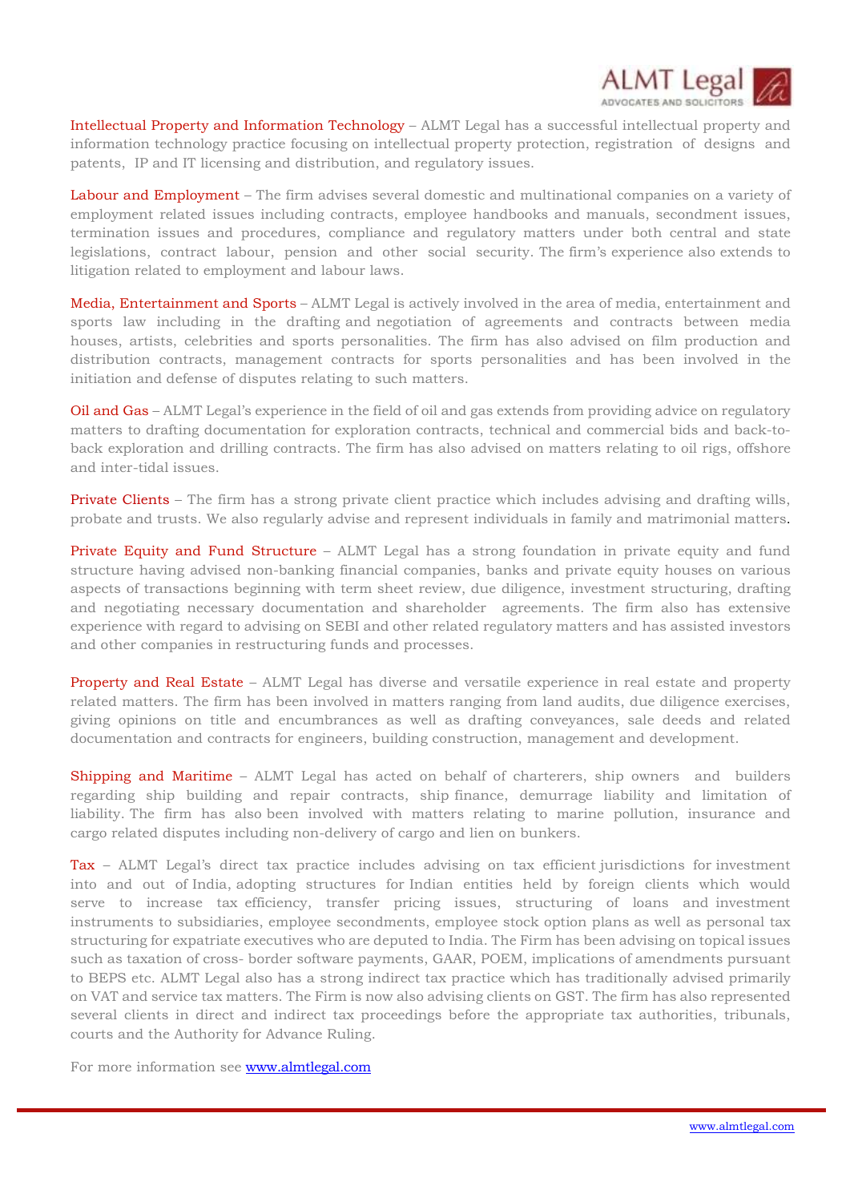**Intellectual Property and Information Technology** – ALMT Legal has a successful intellectual property and information technology practice focusing on intellectual property protection, registration of designs and patents, IP and IT licensing and distribution, and regulatory issues.

**Labour and Employment** – The firm advises several domestic and multinational companies on a variety of employment related issues including contracts, employee handbooks and manuals, secondment issues, termination issues and procedures, compliance and regulatory matters under both central and state legislations, contract labour, pension and other social security. The firm's experience also extends to litigation related to employment and labour laws.

**Media, Entertainment and Sports** – ALMT Legal is actively involved in the area of media, entertainment and sports law including in the drafting and negotiation of agreements and contracts between media houses, artists, celebrities and sports personalities. The firm has also advised on film production and distribution contracts, management contracts for sports personalities and has been involved in the initiation and defense of disputes relating to such matters.

**Oil and Gas** – ALMT Legal's experience in the field of oil and gas extends from providing advice on regulatory matters to drafting documentation for exploration contracts, technical and commercial bids and back-to-back exploration and drilling contracts. The firm has also advised on matters relating to oil rigs, offshore and inter-tidal issues.

**Private Clients** – The firm has a strong private client practice which includes advising and drafting wills, probate and trusts. We also regularly advise and represent individuals in family and matrimonial matters.

**Private Equity and Fund Structure** – ALMT Legal has a strong foundation in private equity and fund structure having advised non-banking financial companies, banks and private equity houses on various aspects of transactions beginning with term sheet review, due diligence, investment structuring, drafting and negotiating necessary documentation and shareholder agreements. The firm also has extensive experience with regard to advising on SEBI and other related regulatory matters and has assisted investors and other companies in restructuring funds and processes.

**Property and Real Estate** – ALMT Legal has diverse and versatile experience in real estate and property related matters. The firm has been involved in matters ranging from land audits, due diligence exercises, giving opinions on title and encumbrances as well as drafting conveyances, sale deeds and related documentation and contracts for engineers, building construction, management and development.

**Shipping and Maritime** – ALMT Legal has acted on behalf of charterers, ship owners and builders regarding ship building and repair contracts, ship finance, demurrage liability and limitation of liability. The firm has also been involved with matters relating to marine pollution, insurance and cargo related disputes including non-delivery of cargo and lien on bunkers.

**Tax** – ALMT Legal's direct tax practice includes advising on tax efficient jurisdictions for investment into and out of India, adopting structures for Indian entities held by foreign clients which would serve to increase tax efficiency, transfer pricing issues, structuring of loans and investment instruments to subsidiaries, employee secondments, employee stock option plans as well as personal tax structuring for expatriate executives who are deputed to India. The Firm has been advising on topical issues such as taxation of cross- border software payments, GAAR, POEM, implications of amendments pursuant to BEPS etc. ALMT Legal also has a strong indirect tax practice which has traditionally advised primarily on VAT and service tax matters. The Firm is now also advising clients on GST. The firm has also represented several clients in direct and indirect tax proceedings before the appropriate tax authorities, tribunals, courts and the Authority for Advance Ruling.

For more information see [www.almtlegal.com](http://www.almtlegal.com)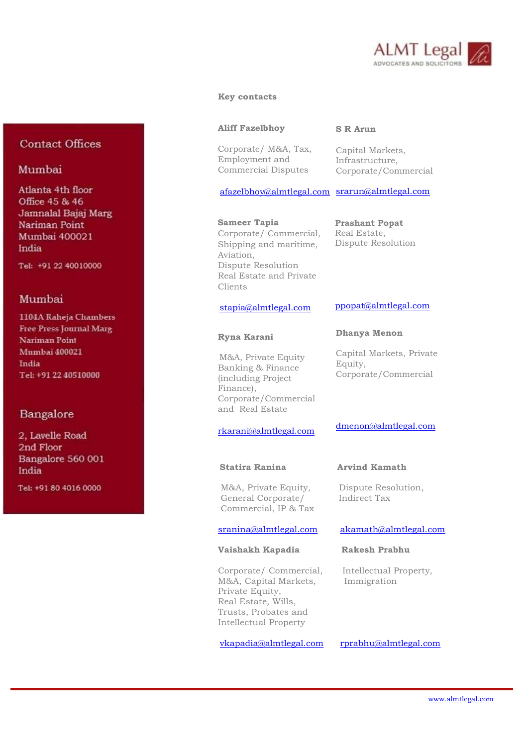ALMT Legal
ADVOCATES AND SOLICITORS

## Key contacts

**Aliff Fazelbhoy**

Corporate/ M&A, Tax, Employment and Commercial Disputes

afazelbhoy@almtlegal.com

**S R Arun**

Capital Markets, Infrastructure, Corporate/Commercial

srarun@almtlegal.com

**Sameer Tapia**

Corporate/ Commercial, Shipping and maritime, Aviation, Dispute Resolution Real Estate and Private Clients

stapia@almtlegal.com

**Prashant Popat**

Real Estate, Dispute Resolution

ppopat@almtlegal.com

**Ryna Karani**

M&A, Private Equity Banking & Finance (including Project Finance), Corporate/Commercial and Real Estate

rkarani@almtlegal.com

**Dhanya Menon**

Capital Markets, Private Equity, Corporate/Commercial

dmenon@almtlegal.com

**Statira Ranina**

M&A, Private Equity, General Corporate/ Commercial, IP & Tax

sranina@almtlegal.com

**Arvind Kamath**

Dispute Resolution, Indirect Tax

akamath@almtlegal.com

**Vaishakh Kapadia**

Corporate/ Commercial, M&A, Capital Markets, Private Equity, Real Estate, Wills, Trusts, Probates and Intellectual Property

vkapadia@almtlegal.com

**Rakesh Prabhu**

Intellectual Property, Immigration

rprabhu@almtlegal.com

## Contact Offices

### Mumbai

Atlanta 4th floor
Office 45 & 46
Jamnalal Bajaj Marg
Nariman Point
Mumbai 400021
India

Tel: +91 22 40010000

### Mumbai

1104A Raheja Chambers
Free Press Journal Marg
Nariman Point
Mumbai 400021
India
Tel: +91 22 40510000

### Bangalore

2, Lavelle Road
2nd Floor
Bangalore 560 001
India

Tel: +91 80 4016 0000

www.almtlegal.com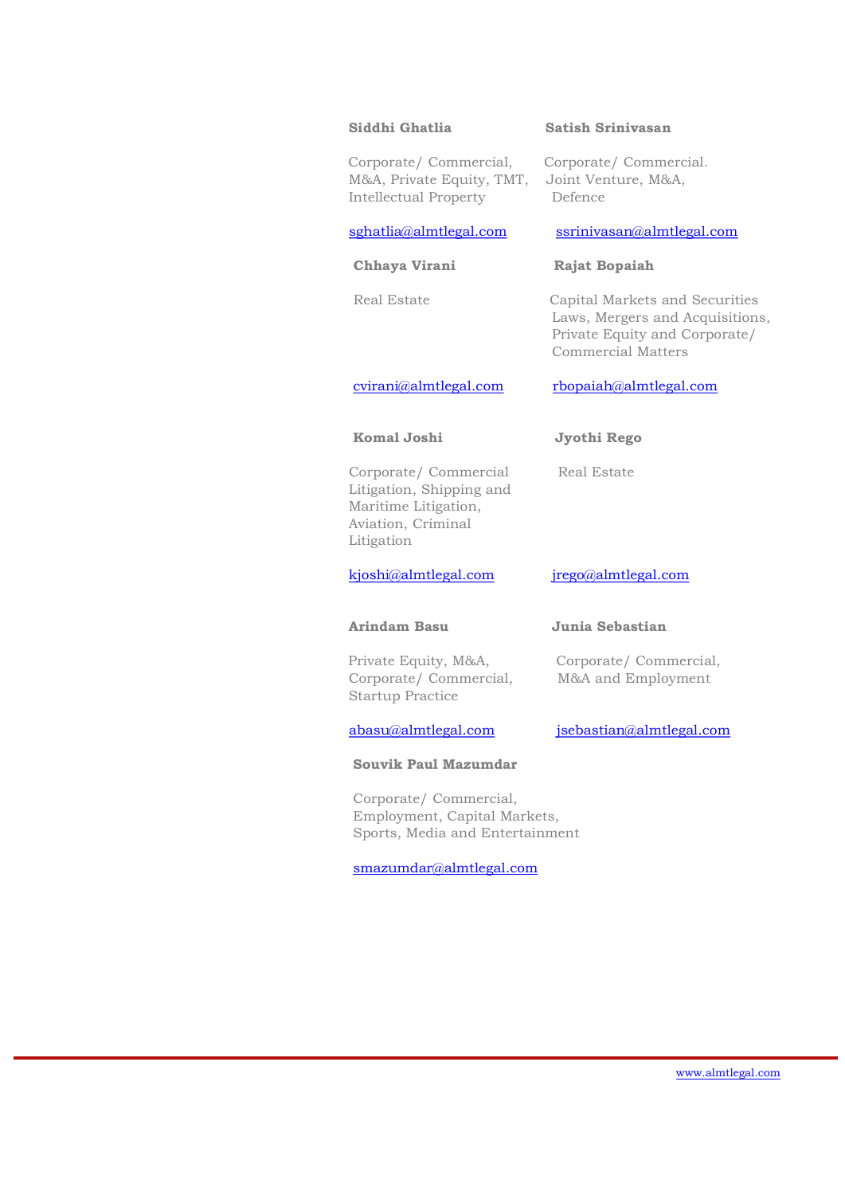**Siddhi Ghatlia**

Corporate/ Commercial, M&A, Private Equity, TMT, Intellectual Property

sghatlia@almtlegal.com

**Satish Srinivasan**

Corporate/ Commercial. Joint Venture, M&A, Defence

ssrinivasan@almtlegal.com

**Chhaya Virani**

Real Estate

cvirani@almtlegal.com

**Rajat Bopaiah**

Capital Markets and Securities Laws, Mergers and Acquisitions, Private Equity and Corporate/ Commercial Matters

rbopaiah@almtlegal.com

**Komal Joshi**

Corporate/ Commercial Litigation, Shipping and Maritime Litigation, Aviation, Criminal Litigation

kjoshi@almtlegal.com

**Jyothi Rego**

Real Estate

jrego@almtlegal.com

**Arindam Basu**

Private Equity, M&A, Corporate/ Commercial, Startup Practice

abasu@almtlegal.com

**Junia Sebastian**

Corporate/ Commercial, M&A and Employment

jsebastian@almtlegal.com

**Souvik Paul Mazumdar**

Corporate/ Commercial, Employment, Capital Markets, Sports, Media and Entertainment

smazumdar@almtlegal.com